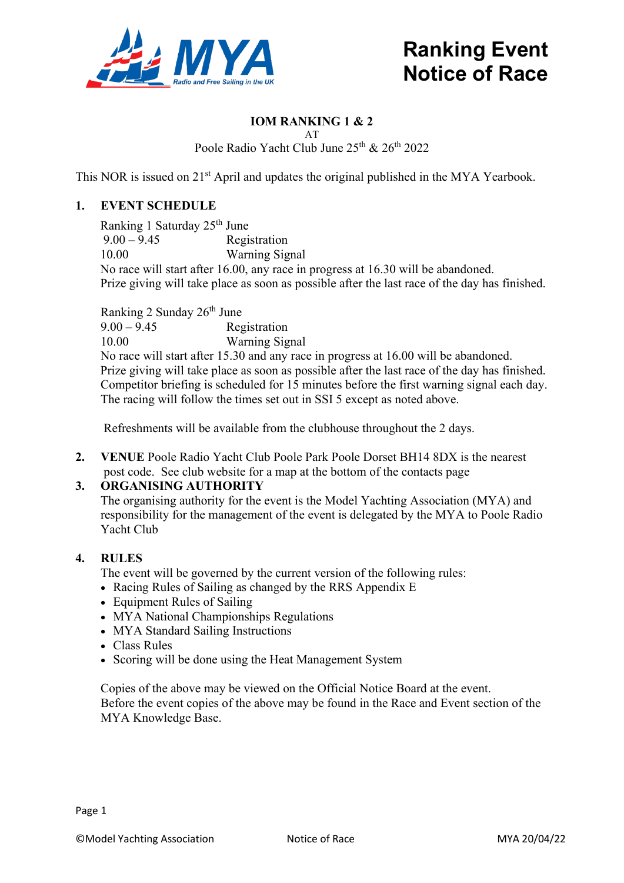# Ranking Event Notice of Race

**IOM RANKING 1 & 2**

AT

Poole Radio Yacht Club June 25th & 26th 2022

This NOR is issued on 21st April and updates the original published in the MYA Yearbook.

## 1. EVENT SCHEDULE

Ranking 1 Saturday 25th June

| | |
|---|---|
| 9.00 – 9.45 | Registration |
| 10.00 | Warning Signal |

No race will start after 16.00, any race in progress at 16.30 will be abandoned.
Prize giving will take place as soon as possible after the last race of the day has finished.

Ranking 2 Sunday 26th June

| | |
|---|---|
| 9.00 – 9.45 | Registration |
| 10.00 | Warning Signal |

No race will start after 15.30 and any race in progress at 16.00 will be abandoned.
Prize giving will take place as soon as possible after the last race of the day has finished.
Competitor briefing is scheduled for 15 minutes before the first warning signal each day.
The racing will follow the times set out in SSI 5 except as noted above.

Refreshments will be available from the clubhouse throughout the 2 days.

## 2. VENUE

Poole Radio Yacht Club Poole Park Poole Dorset BH14 8DX is the nearest post code. See club website for a map at the bottom of the contacts page

## 3. ORGANISING AUTHORITY

The organising authority for the event is the Model Yachting Association (MYA) and responsibility for the management of the event is delegated by the MYA to Poole Radio Yacht Club

## 4. RULES

The event will be governed by the current version of the following rules:

- Racing Rules of Sailing as changed by the RRS Appendix E
- Equipment Rules of Sailing
- MYA National Championships Regulations
- MYA Standard Sailing Instructions
- Class Rules
- Scoring will be done using the Heat Management System

Copies of the above may be viewed on the Official Notice Board at the event.
Before the event copies of the above may be found in the Race and Event section of the MYA Knowledge Base.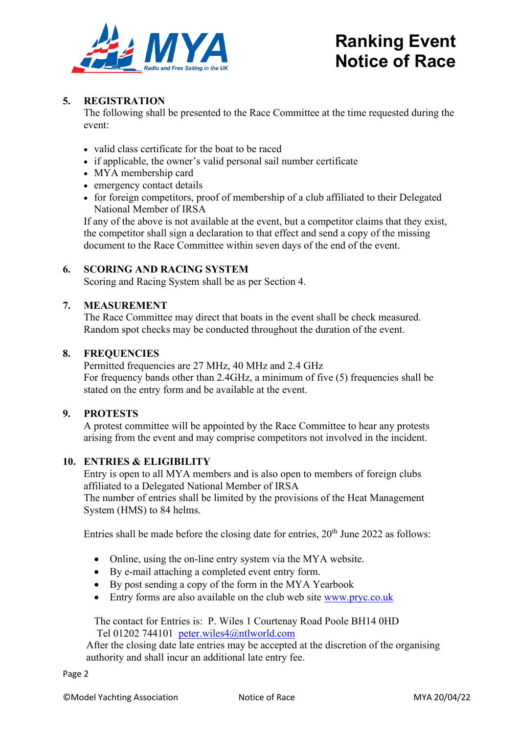## 5. REGISTRATION

The following shall be presented to the Race Committee at the time requested during the event:

- valid class certificate for the boat to be raced
- if applicable, the owner's valid personal sail number certificate
- MYA membership card
- emergency contact details
- for foreign competitors, proof of membership of a club affiliated to their Delegated National Member of IRSA

If any of the above is not available at the event, but a competitor claims that they exist, the competitor shall sign a declaration to that effect and send a copy of the missing document to the Race Committee within seven days of the end of the event.

## 6. SCORING AND RACING SYSTEM

Scoring and Racing System shall be as per Section 4.

## 7. MEASUREMENT

The Race Committee may direct that boats in the event shall be check measured. Random spot checks may be conducted throughout the duration of the event.

## 8. FREQUENCIES

Permitted frequencies are 27 MHz, 40 MHz and 2.4 GHz
For frequency bands other than 2.4GHz, a minimum of five (5) frequencies shall be stated on the entry form and be available at the event.

## 9. PROTESTS

A protest committee will be appointed by the Race Committee to hear any protests arising from the event and may comprise competitors not involved in the incident.

## 10. ENTRIES & ELIGIBILITY

Entry is open to all MYA members and is also open to members of foreign clubs affiliated to a Delegated National Member of IRSA
The number of entries shall be limited by the provisions of the Heat Management System (HMS) to 84 helms.

Entries shall be made before the closing date for entries, 20th June 2022 as follows:

- Online, using the on-line entry system via the MYA website.
- By e-mail attaching a completed event entry form.
- By post sending a copy of the form in the MYA Yearbook
- Entry forms are also available on the club web site www.pryc.co.uk

The contact for Entries is: P. Wiles 1 Courtenay Road Poole BH14 0HD
Tel 01202 744101 peter.wiles4@ntlworld.com

After the closing date late entries may be accepted at the discretion of the organising authority and shall incur an additional late entry fee.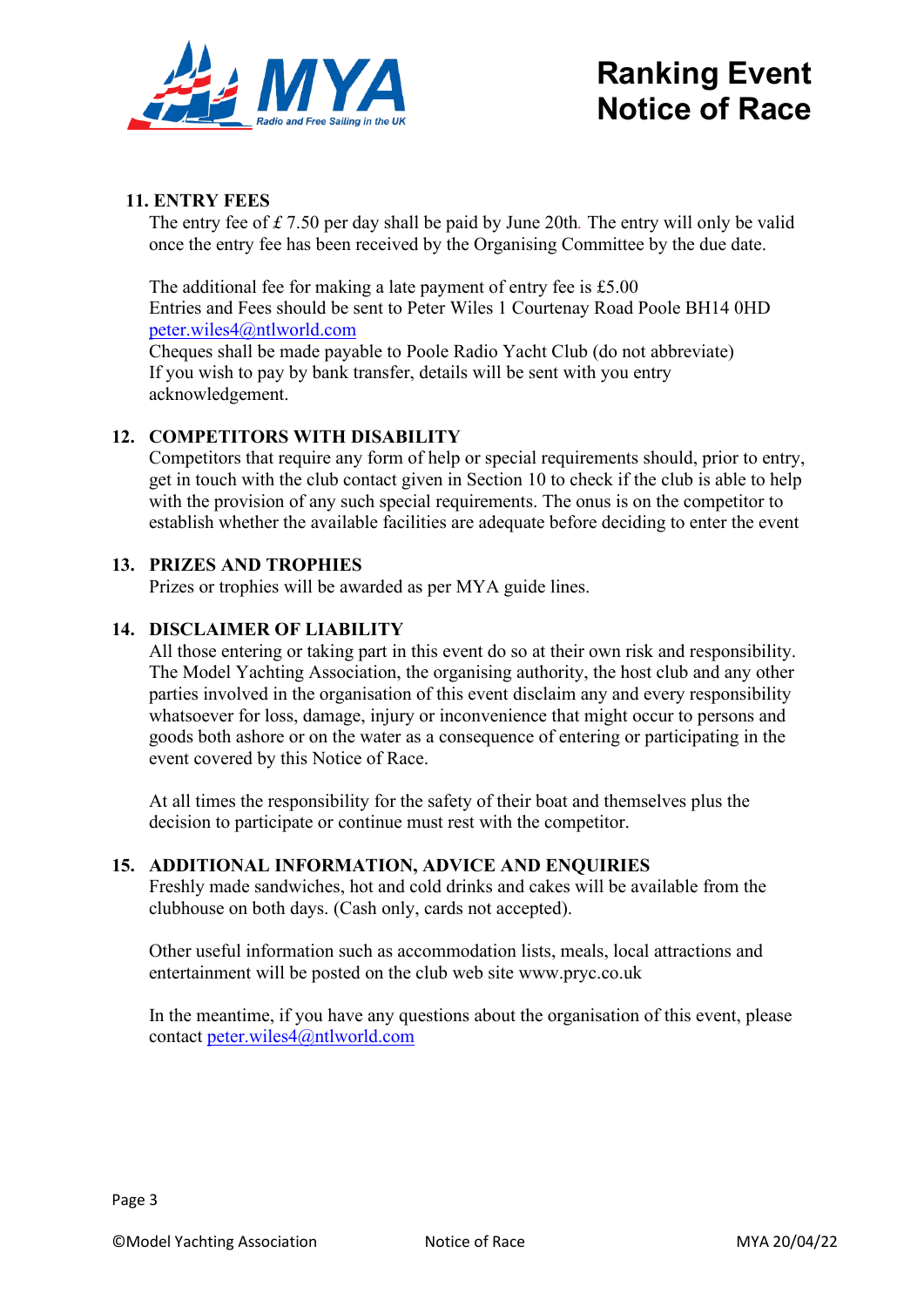## 11. ENTRY FEES

The entry fee of £ 7.50 per day shall be paid by June 20th. The entry will only be valid once the entry fee has been received by the Organising Committee by the due date.

The additional fee for making a late payment of entry fee is £5.00
Entries and Fees should be sent to Peter Wiles 1 Courtenay Road Poole BH14 0HD
peter.wiles4@ntlworld.com
Cheques shall be made payable to Poole Radio Yacht Club (do not abbreviate)
If you wish to pay by bank transfer, details will be sent with you entry acknowledgement.

## 12. COMPETITORS WITH DISABILITY

Competitors that require any form of help or special requirements should, prior to entry, get in touch with the club contact given in Section 10 to check if the club is able to help with the provision of any such special requirements. The onus is on the competitor to establish whether the available facilities are adequate before deciding to enter the event

## 13. PRIZES AND TROPHIES

Prizes or trophies will be awarded as per MYA guide lines.

## 14. DISCLAIMER OF LIABILITY

All those entering or taking part in this event do so at their own risk and responsibility. The Model Yachting Association, the organising authority, the host club and any other parties involved in the organisation of this event disclaim any and every responsibility whatsoever for loss, damage, injury or inconvenience that might occur to persons and goods both ashore or on the water as a consequence of entering or participating in the event covered by this Notice of Race.

At all times the responsibility for the safety of their boat and themselves plus the decision to participate or continue must rest with the competitor.

## 15. ADDITIONAL INFORMATION, ADVICE AND ENQUIRIES

Freshly made sandwiches, hot and cold drinks and cakes will be available from the clubhouse on both days. (Cash only, cards not accepted).

Other useful information such as accommodation lists, meals, local attractions and entertainment will be posted on the club web site www.pryc.co.uk

In the meantime, if you have any questions about the organisation of this event, please contact peter.wiles4@ntlworld.com